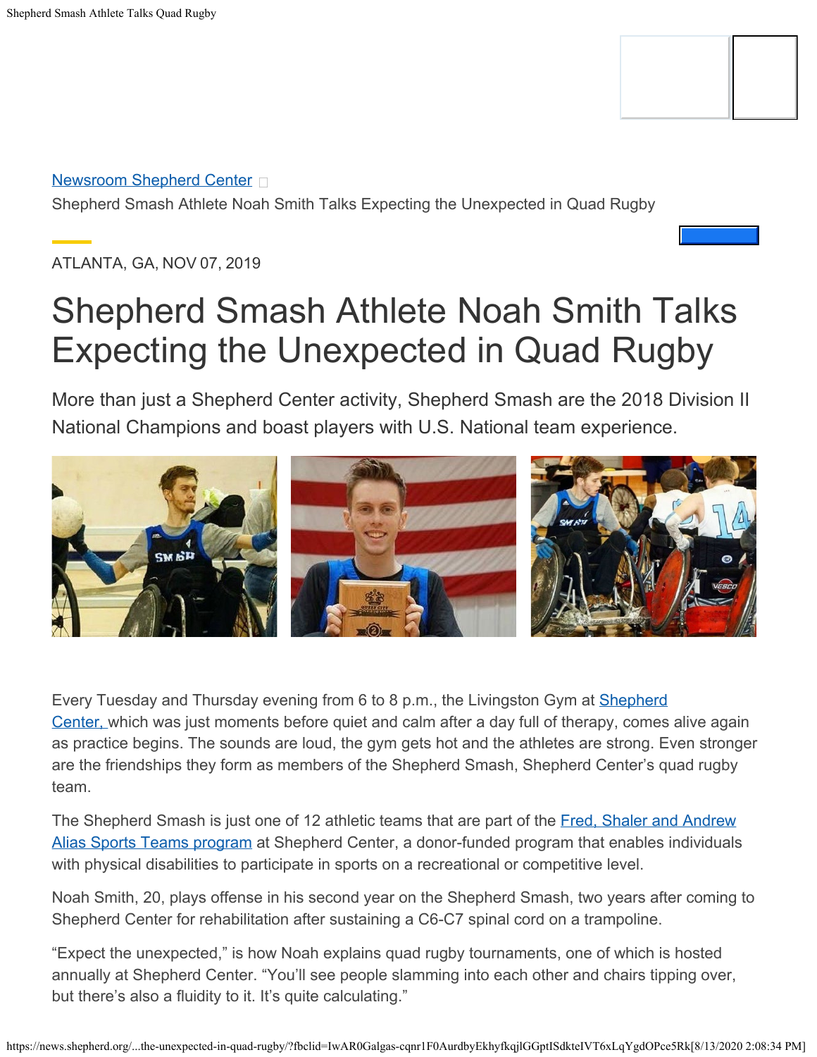[Newsroom Shepherd Center]

Shepherd Smash Athlete Noah Smith Talks Expecting the Unexpected in Quad Rugby

ATLANTA, GA, NOV 07, 2019

# Shepherd Smash Athlete Noah Smith Talks Expecting the Unexpected in Quad Rugby

More than just a Shepherd Center activity, Shepherd Smash are the 2018 Division II National Champions and boast players with U.S. National team experience.

Every Tuesday and Thursday evening from 6 to 8 p.m., the Livingston Gym at Shepherd Center, which was just moments before quiet and calm after a day full of therapy, comes alive again as practice begins. The sounds are loud, the gym gets hot and the athletes are strong. Even stronger are the friendships they form as members of the Shepherd Smash, Shepherd Center's quad rugby team.

The Shepherd Smash is just one of 12 athletic teams that are part of the Fred, Shaler and Andrew Alias Sports Teams program at Shepherd Center, a donor-funded program that enables individuals with physical disabilities to participate in sports on a recreational or competitive level.

Noah Smith, 20, plays offense in his second year on the Shepherd Smash, two years after coming to Shepherd Center for rehabilitation after sustaining a C6-C7 spinal cord on a trampoline.

"Expect the unexpected," is how Noah explains quad rugby tournaments, one of which is hosted annually at Shepherd Center. "You'll see people slamming into each other and chairs tipping over, but there's also a fluidity to it. It's quite calculating."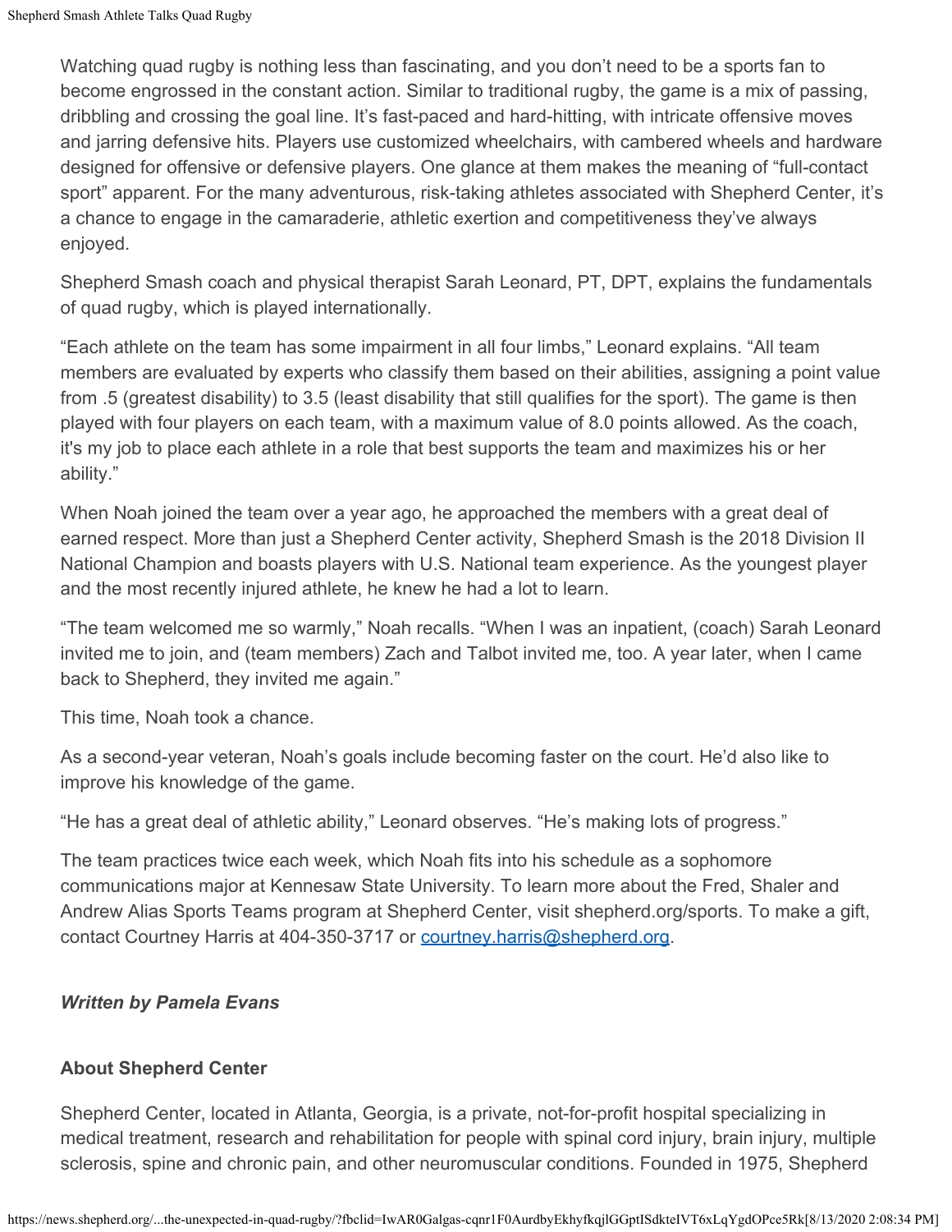Watching quad rugby is nothing less than fascinating, and you don't need to be a sports fan to become engrossed in the constant action. Similar to traditional rugby, the game is a mix of passing, dribbling and crossing the goal line. It's fast-paced and hard-hitting, with intricate offensive moves and jarring defensive hits. Players use customized wheelchairs, with cambered wheels and hardware designed for offensive or defensive players. One glance at them makes the meaning of "full-contact sport" apparent. For the many adventurous, risk-taking athletes associated with Shepherd Center, it's a chance to engage in the camaraderie, athletic exertion and competitiveness they've always enjoyed.

Shepherd Smash coach and physical therapist Sarah Leonard, PT, DPT, explains the fundamentals of quad rugby, which is played internationally.

"Each athlete on the team has some impairment in all four limbs," Leonard explains. "All team members are evaluated by experts who classify them based on their abilities, assigning a point value from .5 (greatest disability) to 3.5 (least disability that still qualifies for the sport). The game is then played with four players on each team, with a maximum value of 8.0 points allowed. As the coach, it's my job to place each athlete in a role that best supports the team and maximizes his or her ability."

When Noah joined the team over a year ago, he approached the members with a great deal of earned respect. More than just a Shepherd Center activity, Shepherd Smash is the 2018 Division II National Champion and boasts players with U.S. National team experience. As the youngest player and the most recently injured athlete, he knew he had a lot to learn.

"The team welcomed me so warmly," Noah recalls. "When I was an inpatient, (coach) Sarah Leonard invited me to join, and (team members) Zach and Talbot invited me, too. A year later, when I came back to Shepherd, they invited me again."

This time, Noah took a chance.

As a second-year veteran, Noah's goals include becoming faster on the court. He'd also like to improve his knowledge of the game.

"He has a great deal of athletic ability," Leonard observes. "He's making lots of progress."

The team practices twice each week, which Noah fits into his schedule as a sophomore communications major at Kennesaw State University. To learn more about the Fred, Shaler and Andrew Alias Sports Teams program at Shepherd Center, visit shepherd.org/sports. To make a gift, contact Courtney Harris at 404-350-3717 or [courtney.harris@shepherd.org](mailto:courtney.harris@shepherd.org).

***Written by Pamela Evans***

**About Shepherd Center**

Shepherd Center, located in Atlanta, Georgia, is a private, not-for-profit hospital specializing in medical treatment, research and rehabilitation for people with spinal cord injury, brain injury, multiple sclerosis, spine and chronic pain, and other neuromuscular conditions. Founded in 1975, Shepherd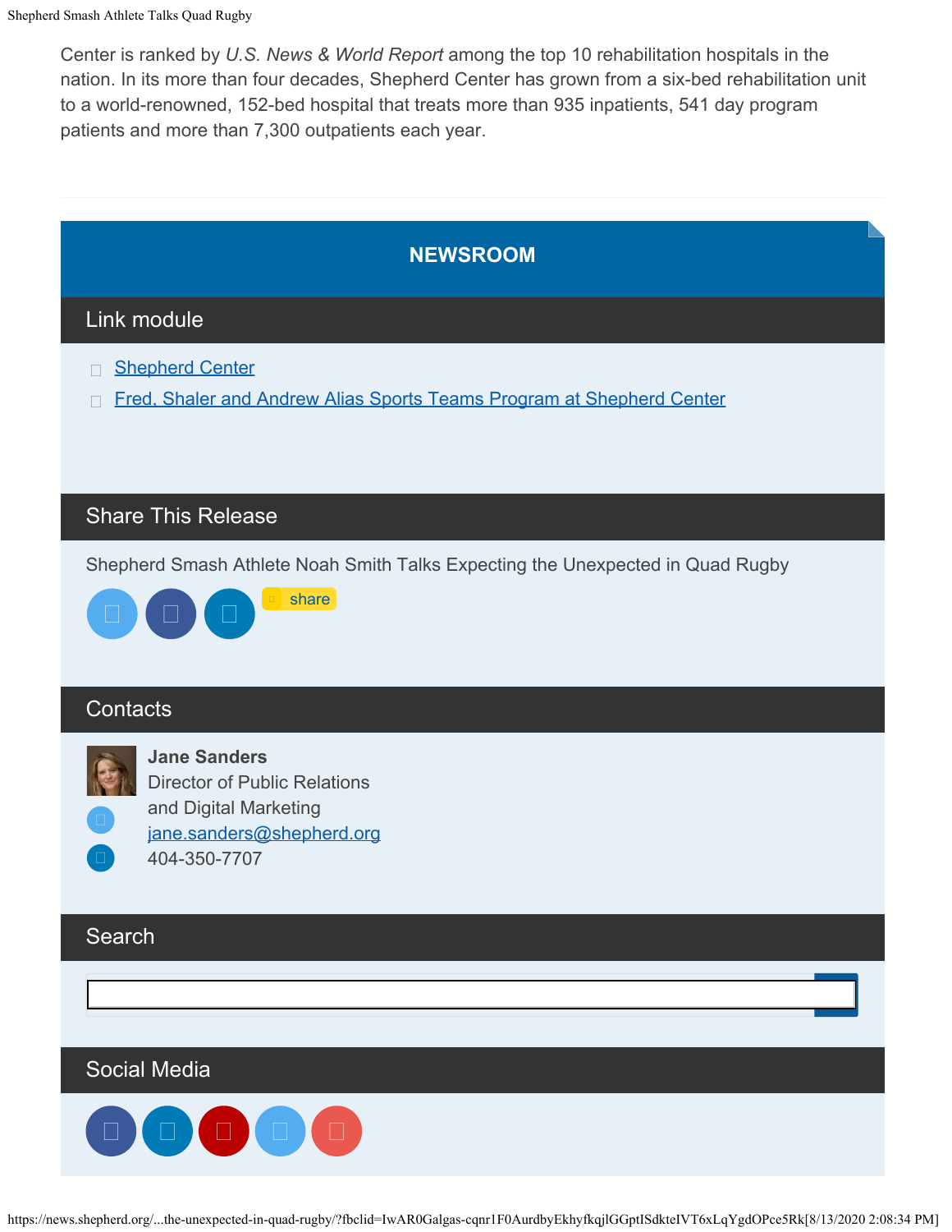Center is ranked by *U.S. News & World Report* among the top 10 rehabilitation hospitals in the nation. In its more than four decades, Shepherd Center has grown from a six-bed rehabilitation unit to a world-renowned, 152-bed hospital that treats more than 935 inpatients, 541 day program patients and more than 7,300 outpatients each year.

## NEWSROOM

### Link module

- Shepherd Center
- Fred, Shaler and Andrew Alias Sports Teams Program at Shepherd Center

### Share This Release

Shepherd Smash Athlete Noah Smith Talks Expecting the Unexpected in Quad Rugby

share

### Contacts

**Jane Sanders**
Director of Public Relations and Digital Marketing
jane.sanders@shepherd.org
404-350-7707

### Search

### Social Media